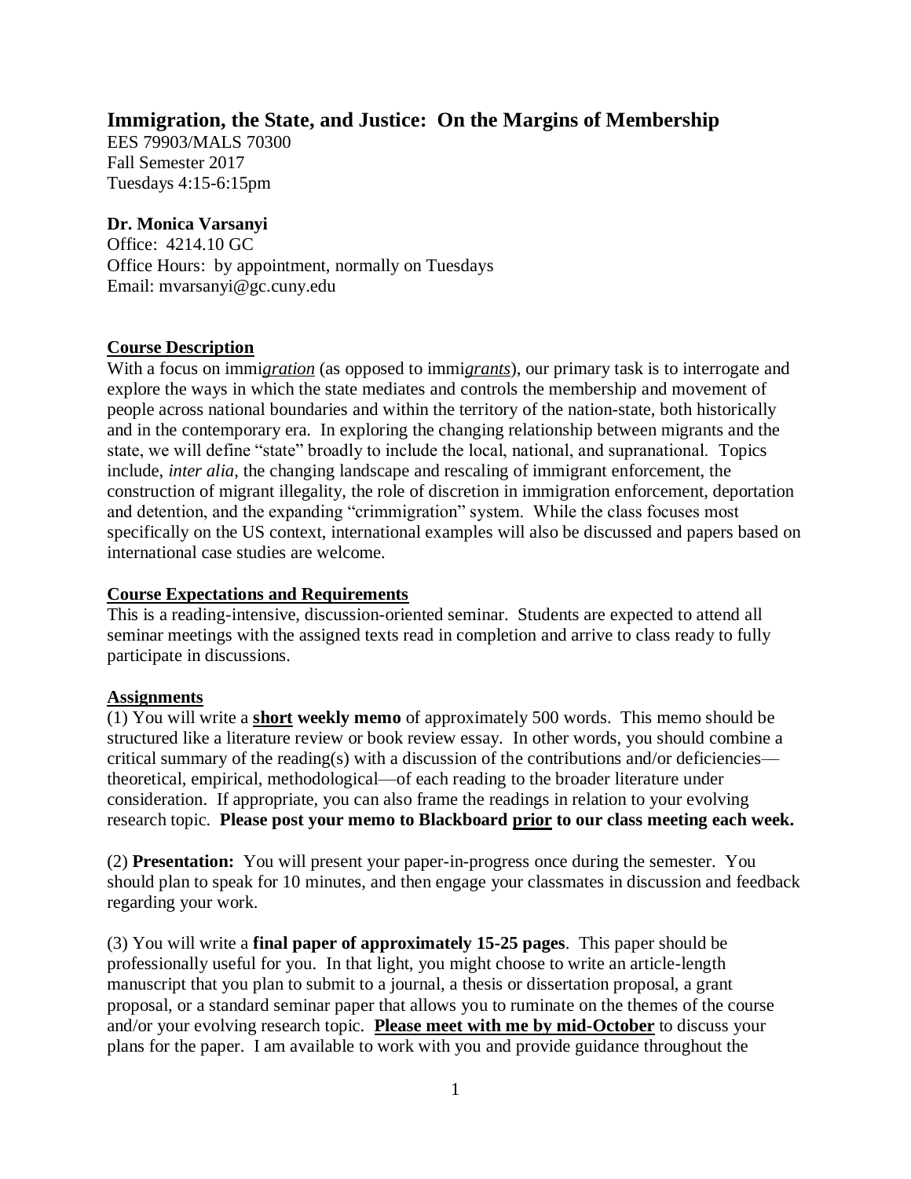# Immigration, the State, and Justice: On the Margins of Membership

EES 79903/MALS 70300
Fall Semester 2017
Tuesdays 4:15-6:15pm

**Dr. Monica Varsanyi**
Office: 4214.10 GC
Office Hours: by appointment, normally on Tuesdays
Email: mvarsanyi@gc.cuny.edu

## Course Description

With a focus on immi*gration* (as opposed to immi*grants*), our primary task is to interrogate and explore the ways in which the state mediates and controls the membership and movement of people across national boundaries and within the territory of the nation-state, both historically and in the contemporary era. In exploring the changing relationship between migrants and the state, we will define "state" broadly to include the local, national, and supranational. Topics include, *inter alia*, the changing landscape and rescaling of immigrant enforcement, the construction of migrant illegality, the role of discretion in immigration enforcement, deportation and detention, and the expanding "crimmigration" system. While the class focuses most specifically on the US context, international examples will also be discussed and papers based on international case studies are welcome.

## Course Expectations and Requirements

This is a reading-intensive, discussion-oriented seminar. Students are expected to attend all seminar meetings with the assigned texts read in completion and arrive to class ready to fully participate in discussions.

## Assignments

(1) You will write a **short weekly memo** of approximately 500 words. This memo should be structured like a literature review or book review essay. In other words, you should combine a critical summary of the reading(s) with a discussion of the contributions and/or deficiencies—theoretical, empirical, methodological—of each reading to the broader literature under consideration. If appropriate, you can also frame the readings in relation to your evolving research topic. **Please post your memo to Blackboard prior to our class meeting each week.**

(2) **Presentation:** You will present your paper-in-progress once during the semester. You should plan to speak for 10 minutes, and then engage your classmates in discussion and feedback regarding your work.

(3) You will write a **final paper of approximately 15-25 pages**. This paper should be professionally useful for you. In that light, you might choose to write an article-length manuscript that you plan to submit to a journal, a thesis or dissertation proposal, a grant proposal, or a standard seminar paper that allows you to ruminate on the themes of the course and/or your evolving research topic. **Please meet with me by mid-October** to discuss your plans for the paper. I am available to work with you and provide guidance throughout the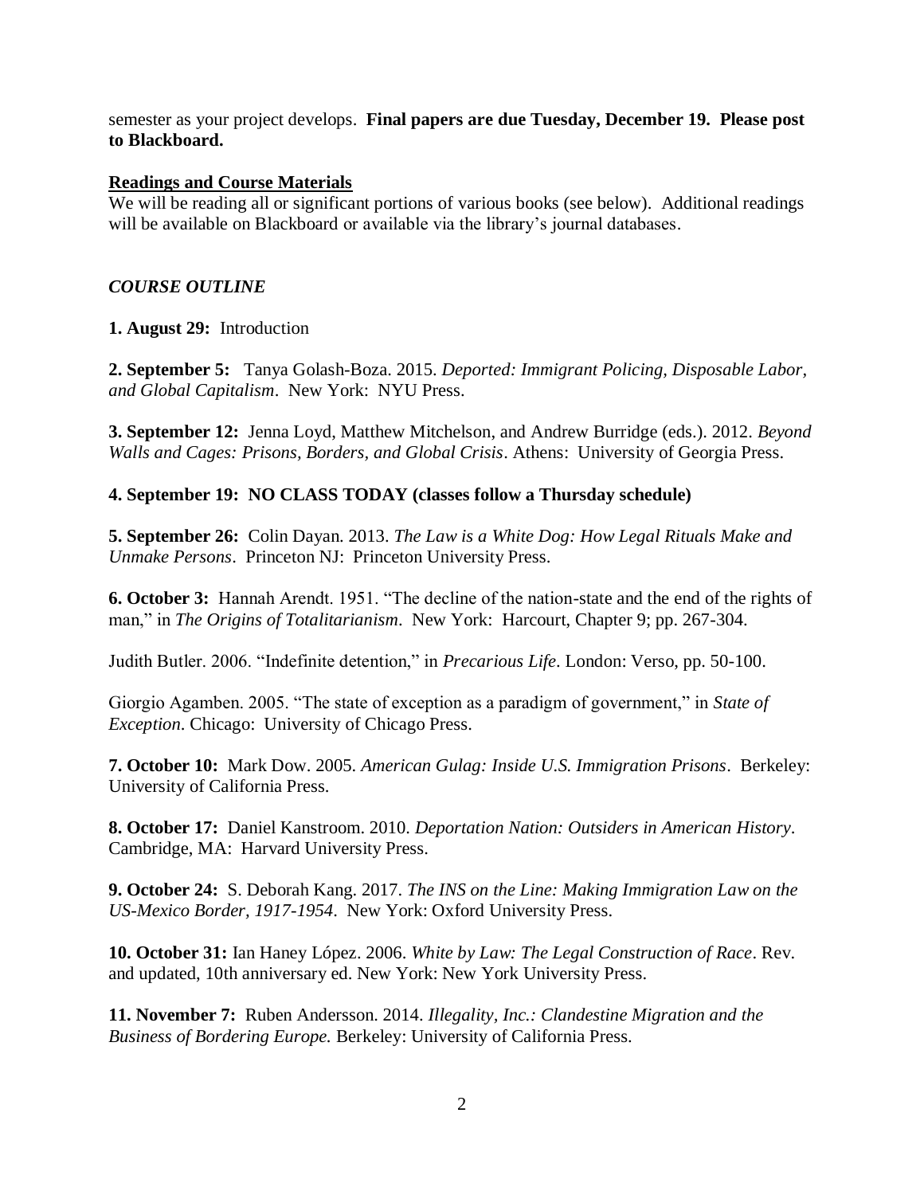semester as your project develops. **Final papers are due Tuesday, December 19. Please post to Blackboard.**

## Readings and Course Materials

We will be reading all or significant portions of various books (see below). Additional readings will be available on Blackboard or available via the library's journal databases.

### *COURSE OUTLINE*

**1. August 29:** Introduction

**2. September 5:** Tanya Golash-Boza. 2015. *Deported: Immigrant Policing, Disposable Labor, and Global Capitalism*. New York: NYU Press.

**3. September 12:** Jenna Loyd, Matthew Mitchelson, and Andrew Burridge (eds.). 2012. *Beyond Walls and Cages: Prisons, Borders, and Global Crisis*. Athens: University of Georgia Press.

**4. September 19: NO CLASS TODAY (classes follow a Thursday schedule)**

**5. September 26:** Colin Dayan. 2013. *The Law is a White Dog: How Legal Rituals Make and Unmake Persons*. Princeton NJ: Princeton University Press.

**6. October 3:** Hannah Arendt. 1951. "The decline of the nation-state and the end of the rights of man," in *The Origins of Totalitarianism*. New York: Harcourt, Chapter 9; pp. 267-304.

Judith Butler. 2006. "Indefinite detention," in *Precarious Life*. London: Verso, pp. 50-100.

Giorgio Agamben. 2005. "The state of exception as a paradigm of government," in *State of Exception*. Chicago: University of Chicago Press.

**7. October 10:** Mark Dow. 2005. *American Gulag: Inside U.S. Immigration Prisons*. Berkeley: University of California Press.

**8. October 17:** Daniel Kanstroom. 2010. *Deportation Nation: Outsiders in American History*. Cambridge, MA: Harvard University Press.

**9. October 24:** S. Deborah Kang. 2017. *The INS on the Line: Making Immigration Law on the US-Mexico Border, 1917-1954*. New York: Oxford University Press.

**10. October 31:** Ian Haney López. 2006. *White by Law: The Legal Construction of Race*. Rev. and updated, 10th anniversary ed. New York: New York University Press.

**11. November 7:** Ruben Andersson. 2014. *Illegality, Inc.: Clandestine Migration and the Business of Bordering Europe.* Berkeley: University of California Press.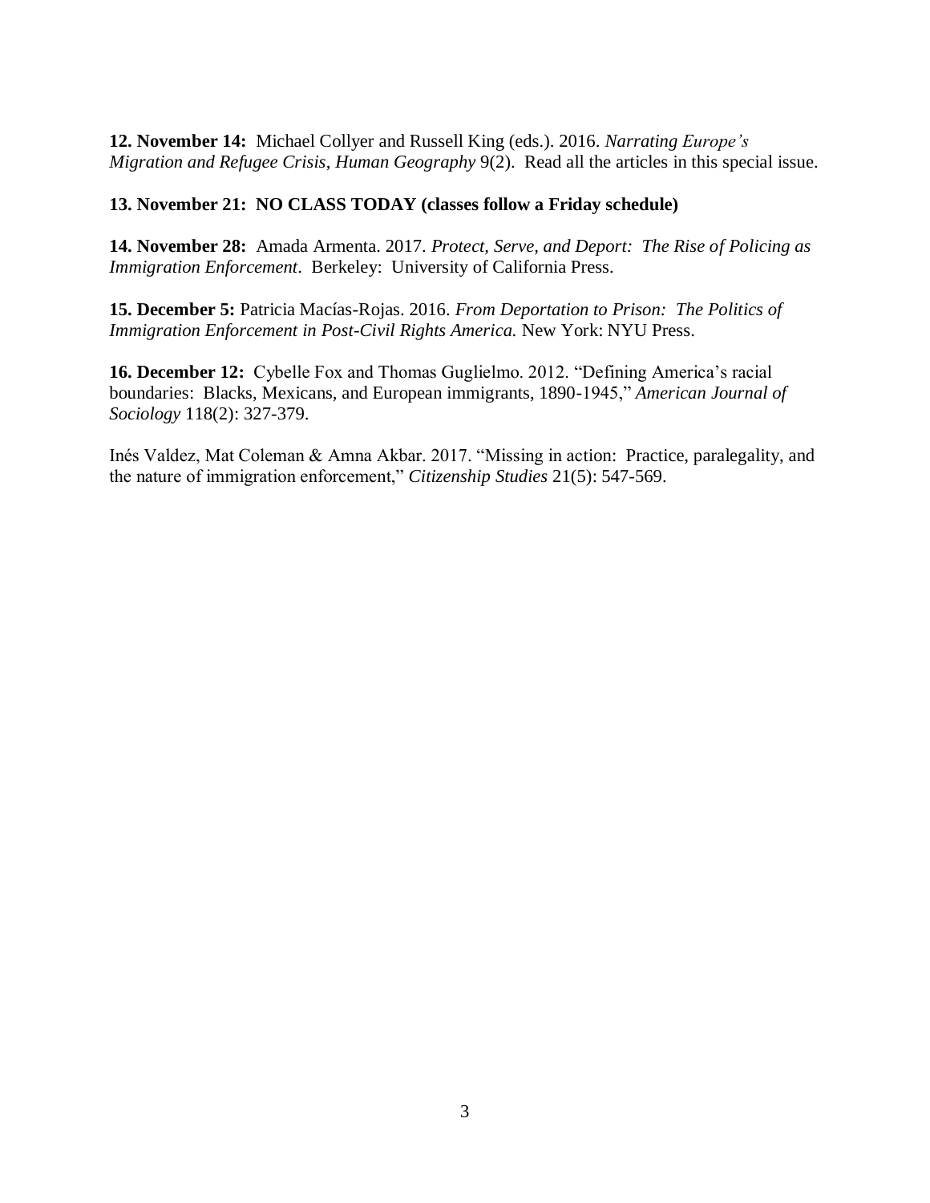**12. November 14:** Michael Collyer and Russell King (eds.). 2016. *Narrating Europe's Migration and Refugee Crisis*, *Human Geography* 9(2). Read all the articles in this special issue.

**13. November 21: NO CLASS TODAY (classes follow a Friday schedule)**

**14. November 28:** Amada Armenta. 2017. *Protect, Serve, and Deport: The Rise of Policing as Immigration Enforcement*. Berkeley: University of California Press.

**15. December 5:** Patricia Macías-Rojas. 2016. *From Deportation to Prison: The Politics of Immigration Enforcement in Post-Civil Rights America.* New York: NYU Press.

**16. December 12:** Cybelle Fox and Thomas Guglielmo. 2012. "Defining America's racial boundaries: Blacks, Mexicans, and European immigrants, 1890-1945," *American Journal of Sociology* 118(2): 327-379.

Inés Valdez, Mat Coleman & Amna Akbar. 2017. "Missing in action: Practice, paralegality, and the nature of immigration enforcement," *Citizenship Studies* 21(5): 547-569.